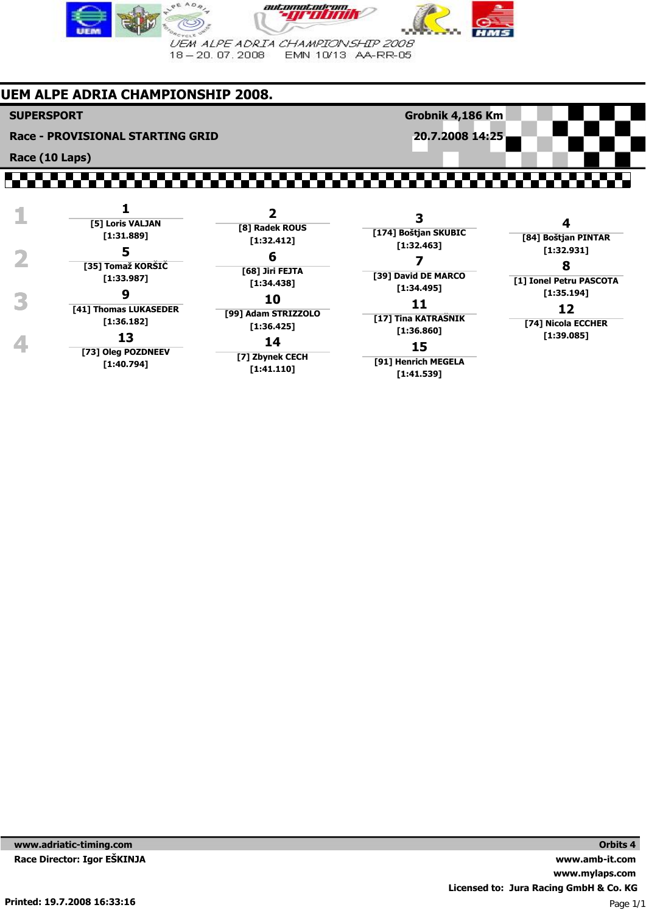UEM ALPE ADRIA CHAMPIONSHIP 2008

18 – 20. 07. 2008 EMN 10/13 AA-RR-05

# UEM ALPE ADRIA CHAMPIONSHIP 2008.

**SUPERSPORT** — **Grobnik 4,186 Km**

**Race - PROVISIONAL STARTING GRID** — **20.7.2008 14:25**

**Race (10 Laps)**

| Row | | | | |
|---|---|---|---|---|
| 1 | **1** [5] Loris VALJAN [1:31.889] | **2** [8] Radek ROUS [1:32.412] | **3** [174] Boštjan SKUBIC [1:32.463] | **4** [84] Boštjan PINTAR [1:32.931] |
| 2 | **5** [35] Tomaž KORŠIČ [1:33.987] | **6** [68] Jiri FEJTA [1:34.438] | **7** [39] David DE MARCO [1:34.495] | **8** [1] Ionel Petru PASCOTA [1:35.194] |
| 3 | **9** [41] Thomas LUKASEDER [1:36.182] | **10** [99] Adam STRIZZOLO [1:36.425] | **11** [17] Tina KATRAŠNIK [1:36.860] | **12** [74] Nicola ECCHER [1:39.085] |
| 4 | **13** [73] Oleg POZDNEEV [1:40.794] | **14** [7] Zbynek CECH [1:41.110] | **15** [91] Henrich MEGELA [1:41.539] | |

www.adriatic-timing.com

Race Director: Igor EŠKINJA

Orbits 4

www.amb-it.com

www.mylaps.com

Licensed to: Jura Racing GmbH & Co. KG

Printed: 19.7.2008 16:33:16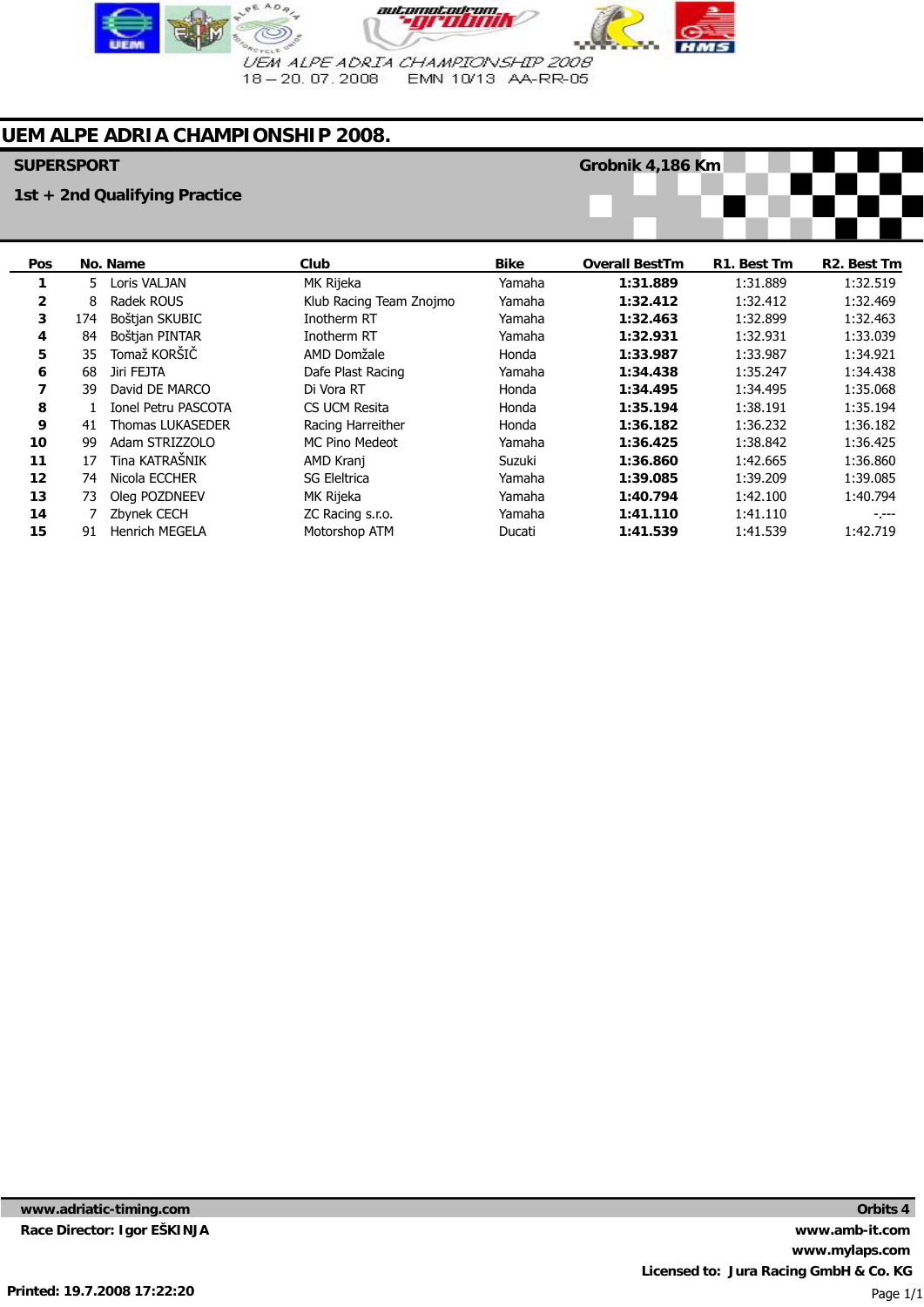UEM ALPE ADRIA CHAMPIONSHIP 2008
18 – 20. 07. 2008 EMN 10/13 AA-RR-05

# UEM ALPE ADRIA CHAMPIONSHIP 2008.

## SUPERSPORT

**Grobnik 4,186 Km**

### 1st + 2nd Qualifying Practice

| Pos | No. | Name | Club | Bike | Overall BestTm | R1. Best Tm | R2. Best Tm |
|---|---|---|---|---|---|---|---|
| **1** | 5 | Loris VALJAN | MK Rijeka | Yamaha | **1:31.889** | 1:31.889 | 1:32.519 |
| **2** | 8 | Radek ROUS | Klub Racing Team Znojmo | Yamaha | **1:32.412** | 1:32.412 | 1:32.469 |
| **3** | 174 | Boštjan SKUBIC | Inotherm RT | Yamaha | **1:32.463** | 1:32.899 | 1:32.463 |
| **4** | 84 | Boštjan PINTAR | Inotherm RT | Yamaha | **1:32.931** | 1:32.931 | 1:33.039 |
| **5** | 35 | Tomaž KORŠIČ | AMD Domžale | Honda | **1:33.987** | 1:33.987 | 1:34.921 |
| **6** | 68 | Jiri FEJTA | Dafe Plast Racing | Yamaha | **1:34.438** | 1:35.247 | 1:34.438 |
| **7** | 39 | David DE MARCO | Di Vora RT | Honda | **1:34.495** | 1:34.495 | 1:35.068 |
| **8** | 1 | Ionel Petru PASCOTA | CS UCM Resita | Honda | **1:35.194** | 1:38.191 | 1:35.194 |
| **9** | 41 | Thomas LUKASEDER | Racing Harreither | Honda | **1:36.182** | 1:36.232 | 1:36.182 |
| **10** | 99 | Adam STRIZZOLO | MC Pino Medeot | Yamaha | **1:36.425** | 1:38.842 | 1:36.425 |
| **11** | 17 | Tina KATRAŠNIK | AMD Kranj | Suzuki | **1:36.860** | 1:42.665 | 1:36.860 |
| **12** | 74 | Nicola ECCHER | SG Eleltrica | Yamaha | **1:39.085** | 1:39.209 | 1:39.085 |
| **13** | 73 | Oleg POZDNEEV | MK Rijeka | Yamaha | **1:40.794** | 1:42.100 | 1:40.794 |
| **14** | 7 | Zbynek CECH | ZC Racing s.r.o. | Yamaha | **1:41.110** | 1:41.110 | -.--- |
| **15** | 91 | Henrich MEGELA | Motorshop ATM | Ducati | **1:41.539** | 1:41.539 | 1:42.719 |

**www.adriatic-timing.com** **Orbits 4**

**Race Director: Igor EŠKINJA**

**www.amb-it.com**
**www.mylaps.com**
**Licensed to: Jura Racing GmbH & Co. KG**

**Printed: 19.7.2008 17:22:20**